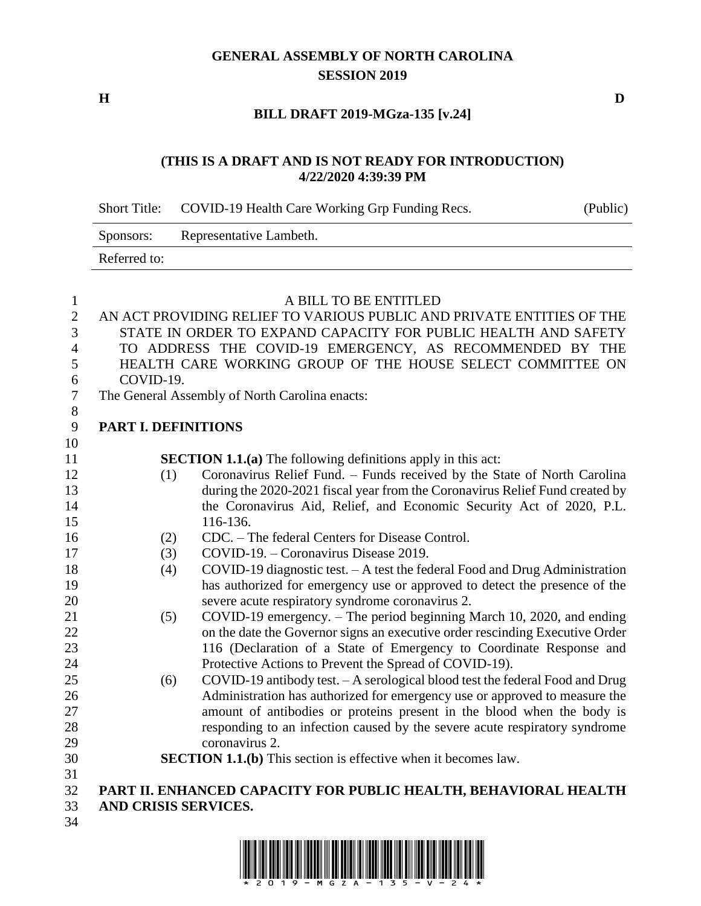# GENERAL ASSEMBLY OF NORTH CAROLINA
## SESSION 2019

**H** **D**

**BILL DRAFT 2019-MGza-135 [v.24]**

**(THIS IS A DRAFT AND IS NOT READY FOR INTRODUCTION)**
**4/22/2020 4:39:39 PM**

| Short Title: | COVID-19 Health Care Working Grp Funding Recs. | (Public) |
|---|---|---|
| Sponsors: | Representative Lambeth. | |
| Referred to: | | |

A BILL TO BE ENTITLED

AN ACT PROVIDING RELIEF TO VARIOUS PUBLIC AND PRIVATE ENTITIES OF THE STATE IN ORDER TO EXPAND CAPACITY FOR PUBLIC HEALTH AND SAFETY TO ADDRESS THE COVID-19 EMERGENCY, AS RECOMMENDED BY THE HEALTH CARE WORKING GROUP OF THE HOUSE SELECT COMMITTEE ON COVID-19.

The General Assembly of North Carolina enacts:

**PART I. DEFINITIONS**

**SECTION 1.1.(a)** The following definitions apply in this act:

(1) Coronavirus Relief Fund. – Funds received by the State of North Carolina during the 2020-2021 fiscal year from the Coronavirus Relief Fund created by the Coronavirus Aid, Relief, and Economic Security Act of 2020, P.L. 116-136.

(2) CDC. – The federal Centers for Disease Control.

(3) COVID-19. – Coronavirus Disease 2019.

(4) COVID-19 diagnostic test. – A test the federal Food and Drug Administration has authorized for emergency use or approved to detect the presence of the severe acute respiratory syndrome coronavirus 2.

(5) COVID-19 emergency. – The period beginning March 10, 2020, and ending on the date the Governor signs an executive order rescinding Executive Order 116 (Declaration of a State of Emergency to Coordinate Response and Protective Actions to Prevent the Spread of COVID-19).

(6) COVID-19 antibody test. – A serological blood test the federal Food and Drug Administration has authorized for emergency use or approved to measure the amount of antibodies or proteins present in the blood when the body is responding to an infection caused by the severe acute respiratory syndrome coronavirus 2.

**SECTION 1.1.(b)** This section is effective when it becomes law.

**PART II. ENHANCED CAPACITY FOR PUBLIC HEALTH, BEHAVIORAL HEALTH AND CRISIS SERVICES.**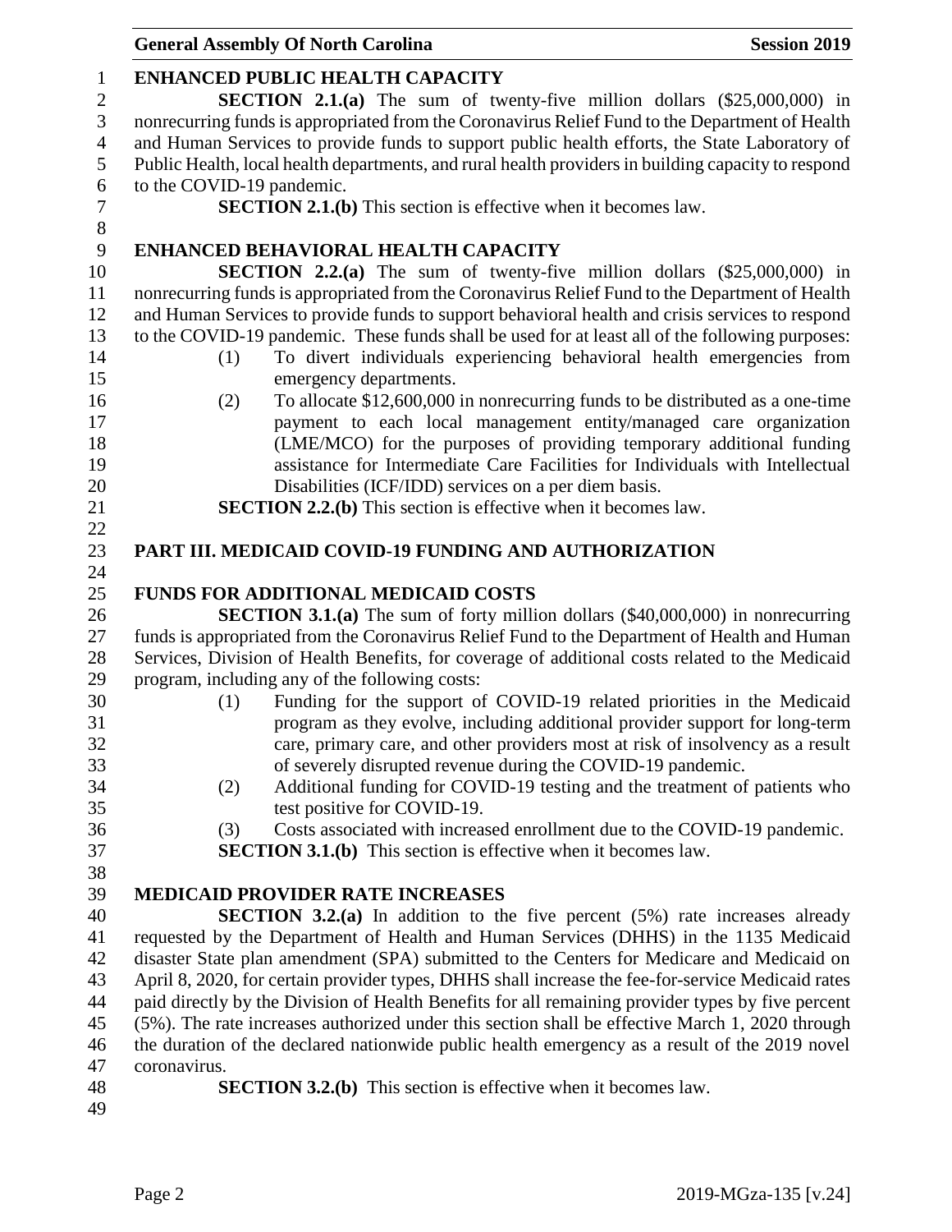**ENHANCED PUBLIC HEALTH CAPACITY**

**SECTION 2.1.(a)** The sum of twenty-five million dollars ($25,000,000) in nonrecurring funds is appropriated from the Coronavirus Relief Fund to the Department of Health and Human Services to provide funds to support public health efforts, the State Laboratory of Public Health, local health departments, and rural health providers in building capacity to respond to the COVID-19 pandemic.

**SECTION 2.1.(b)** This section is effective when it becomes law.

**ENHANCED BEHAVIORAL HEALTH CAPACITY**

**SECTION 2.2.(a)** The sum of twenty-five million dollars ($25,000,000) in nonrecurring funds is appropriated from the Coronavirus Relief Fund to the Department of Health and Human Services to provide funds to support behavioral health and crisis services to respond to the COVID-19 pandemic. These funds shall be used for at least all of the following purposes:

(1) To divert individuals experiencing behavioral health emergencies from emergency departments.

(2) To allocate $12,600,000 in nonrecurring funds to be distributed as a one-time payment to each local management entity/managed care organization (LME/MCO) for the purposes of providing temporary additional funding assistance for Intermediate Care Facilities for Individuals with Intellectual Disabilities (ICF/IDD) services on a per diem basis.

**SECTION 2.2.(b)** This section is effective when it becomes law.

## PART III. MEDICAID COVID-19 FUNDING AND AUTHORIZATION

**FUNDS FOR ADDITIONAL MEDICAID COSTS**

**SECTION 3.1.(a)** The sum of forty million dollars ($40,000,000) in nonrecurring funds is appropriated from the Coronavirus Relief Fund to the Department of Health and Human Services, Division of Health Benefits, for coverage of additional costs related to the Medicaid program, including any of the following costs:

(1) Funding for the support of COVID-19 related priorities in the Medicaid program as they evolve, including additional provider support for long-term care, primary care, and other providers most at risk of insolvency as a result of severely disrupted revenue during the COVID-19 pandemic.

(2) Additional funding for COVID-19 testing and the treatment of patients who test positive for COVID-19.

(3) Costs associated with increased enrollment due to the COVID-19 pandemic.

**SECTION 3.1.(b)** This section is effective when it becomes law.

**MEDICAID PROVIDER RATE INCREASES**

**SECTION 3.2.(a)** In addition to the five percent (5%) rate increases already requested by the Department of Health and Human Services (DHHS) in the 1135 Medicaid disaster State plan amendment (SPA) submitted to the Centers for Medicare and Medicaid on April 8, 2020, for certain provider types, DHHS shall increase the fee-for-service Medicaid rates paid directly by the Division of Health Benefits for all remaining provider types by five percent (5%). The rate increases authorized under this section shall be effective March 1, 2020 through the duration of the declared nationwide public health emergency as a result of the 2019 novel coronavirus.

**SECTION 3.2.(b)** This section is effective when it becomes law.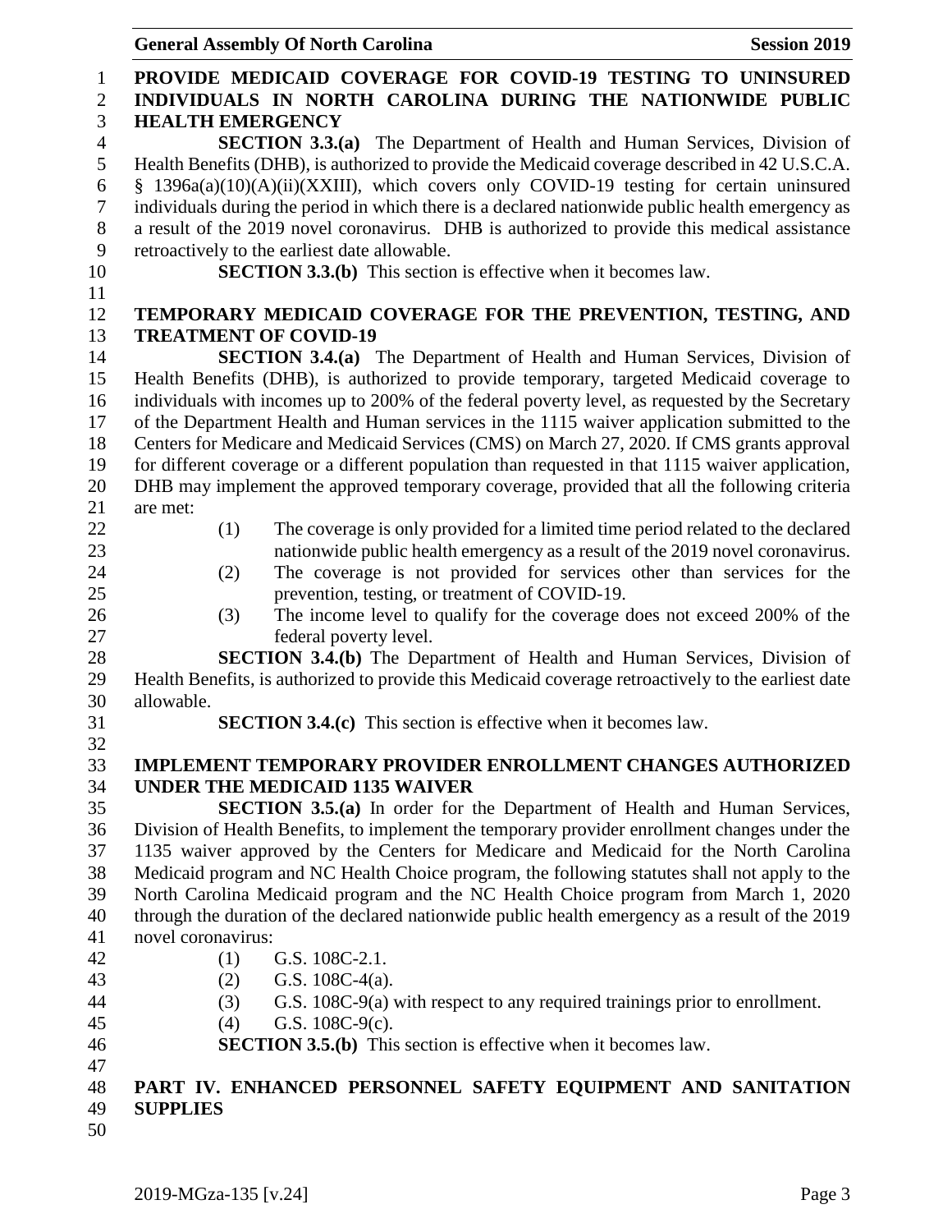**PROVIDE MEDICAID COVERAGE FOR COVID-19 TESTING TO UNINSURED INDIVIDUALS IN NORTH CAROLINA DURING THE NATIONWIDE PUBLIC HEALTH EMERGENCY**

**SECTION 3.3.(a)** The Department of Health and Human Services, Division of Health Benefits (DHB), is authorized to provide the Medicaid coverage described in 42 U.S.C.A. § 1396a(a)(10)(A)(ii)(XXIII), which covers only COVID-19 testing for certain uninsured individuals during the period in which there is a declared nationwide public health emergency as a result of the 2019 novel coronavirus. DHB is authorized to provide this medical assistance retroactively to the earliest date allowable.

**SECTION 3.3.(b)** This section is effective when it becomes law.

**TEMPORARY MEDICAID COVERAGE FOR THE PREVENTION, TESTING, AND TREATMENT OF COVID-19**

**SECTION 3.4.(a)** The Department of Health and Human Services, Division of Health Benefits (DHB), is authorized to provide temporary, targeted Medicaid coverage to individuals with incomes up to 200% of the federal poverty level, as requested by the Secretary of the Department Health and Human services in the 1115 waiver application submitted to the Centers for Medicare and Medicaid Services (CMS) on March 27, 2020. If CMS grants approval for different coverage or a different population than requested in that 1115 waiver application, DHB may implement the approved temporary coverage, provided that all the following criteria are met:

(1) The coverage is only provided for a limited time period related to the declared nationwide public health emergency as a result of the 2019 novel coronavirus.

(2) The coverage is not provided for services other than services for the prevention, testing, or treatment of COVID-19.

(3) The income level to qualify for the coverage does not exceed 200% of the federal poverty level.

**SECTION 3.4.(b)** The Department of Health and Human Services, Division of Health Benefits, is authorized to provide this Medicaid coverage retroactively to the earliest date allowable.

**SECTION 3.4.(c)** This section is effective when it becomes law.

**IMPLEMENT TEMPORARY PROVIDER ENROLLMENT CHANGES AUTHORIZED UNDER THE MEDICAID 1135 WAIVER**

**SECTION 3.5.(a)** In order for the Department of Health and Human Services, Division of Health Benefits, to implement the temporary provider enrollment changes under the 1135 waiver approved by the Centers for Medicare and Medicaid for the North Carolina Medicaid program and NC Health Choice program, the following statutes shall not apply to the North Carolina Medicaid program and the NC Health Choice program from March 1, 2020 through the duration of the declared nationwide public health emergency as a result of the 2019 novel coronavirus:

(1) G.S. 108C-2.1.

(2) G.S. 108C-4(a).

(3) G.S. 108C-9(a) with respect to any required trainings prior to enrollment.

(4) G.S. 108C-9(c).

**SECTION 3.5.(b)** This section is effective when it becomes law.

**PART IV. ENHANCED PERSONNEL SAFETY EQUIPMENT AND SANITATION SUPPLIES**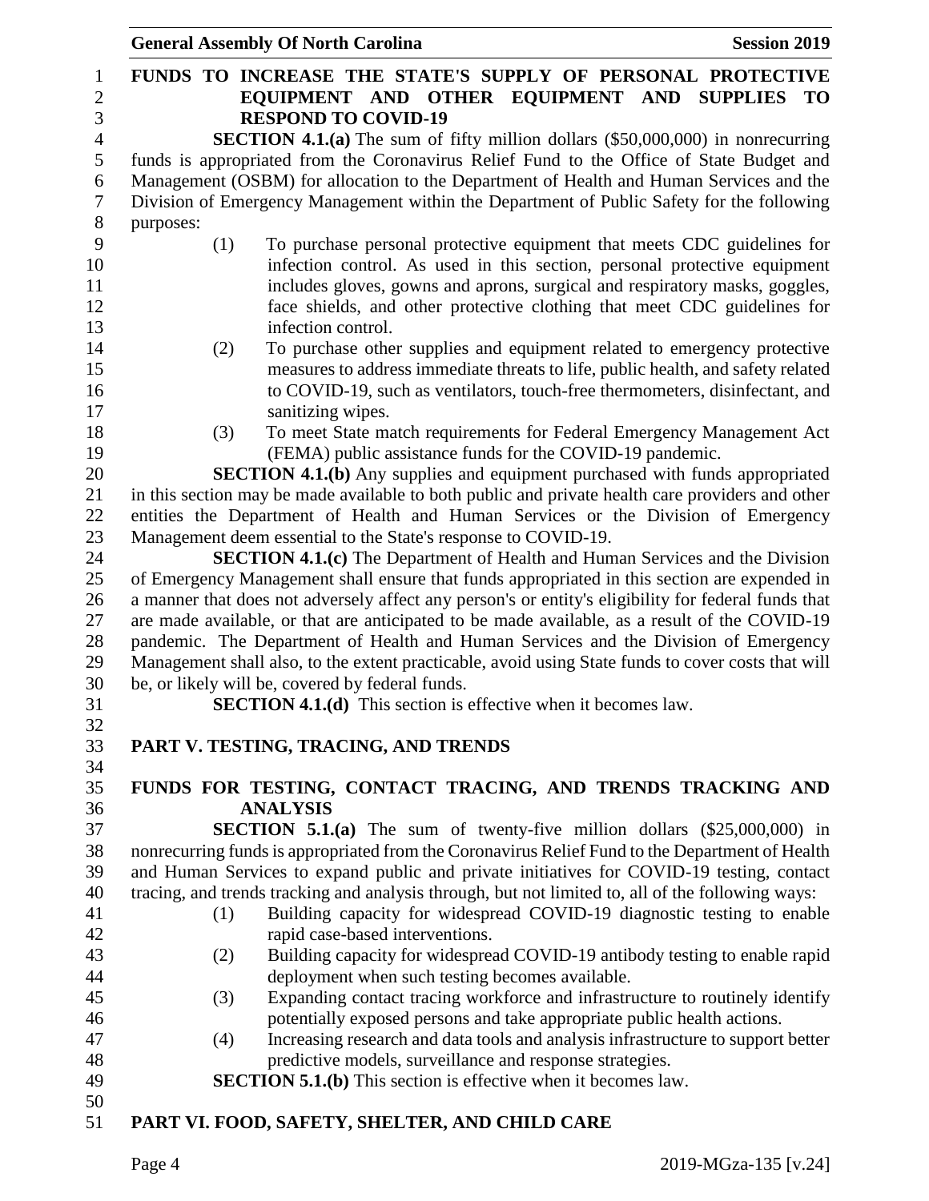### FUNDS TO INCREASE THE STATE'S SUPPLY OF PERSONAL PROTECTIVE EQUIPMENT AND OTHER EQUIPMENT AND SUPPLIES TO RESPOND TO COVID-19

**SECTION 4.1.(a)** The sum of fifty million dollars ($50,000,000) in nonrecurring funds is appropriated from the Coronavirus Relief Fund to the Office of State Budget and Management (OSBM) for allocation to the Department of Health and Human Services and the Division of Emergency Management within the Department of Public Safety for the following purposes:

(1) To purchase personal protective equipment that meets CDC guidelines for infection control. As used in this section, personal protective equipment includes gloves, gowns and aprons, surgical and respiratory masks, goggles, face shields, and other protective clothing that meet CDC guidelines for infection control.

(2) To purchase other supplies and equipment related to emergency protective measures to address immediate threats to life, public health, and safety related to COVID-19, such as ventilators, touch-free thermometers, disinfectant, and sanitizing wipes.

(3) To meet State match requirements for Federal Emergency Management Act (FEMA) public assistance funds for the COVID-19 pandemic.

**SECTION 4.1.(b)** Any supplies and equipment purchased with funds appropriated in this section may be made available to both public and private health care providers and other entities the Department of Health and Human Services or the Division of Emergency Management deem essential to the State's response to COVID-19.

**SECTION 4.1.(c)** The Department of Health and Human Services and the Division of Emergency Management shall ensure that funds appropriated in this section are expended in a manner that does not adversely affect any person's or entity's eligibility for federal funds that are made available, or that are anticipated to be made available, as a result of the COVID-19 pandemic. The Department of Health and Human Services and the Division of Emergency Management shall also, to the extent practicable, avoid using State funds to cover costs that will be, or likely will be, covered by federal funds.

**SECTION 4.1.(d)** This section is effective when it becomes law.

## PART V. TESTING, TRACING, AND TRENDS

### FUNDS FOR TESTING, CONTACT TRACING, AND TRENDS TRACKING AND ANALYSIS

**SECTION 5.1.(a)** The sum of twenty-five million dollars ($25,000,000) in nonrecurring funds is appropriated from the Coronavirus Relief Fund to the Department of Health and Human Services to expand public and private initiatives for COVID-19 testing, contact tracing, and trends tracking and analysis through, but not limited to, all of the following ways:

(1) Building capacity for widespread COVID-19 diagnostic testing to enable rapid case-based interventions.

(2) Building capacity for widespread COVID-19 antibody testing to enable rapid deployment when such testing becomes available.

(3) Expanding contact tracing workforce and infrastructure to routinely identify potentially exposed persons and take appropriate public health actions.

(4) Increasing research and data tools and analysis infrastructure to support better predictive models, surveillance and response strategies.

**SECTION 5.1.(b)** This section is effective when it becomes law.

## PART VI. FOOD, SAFETY, SHELTER, AND CHILD CARE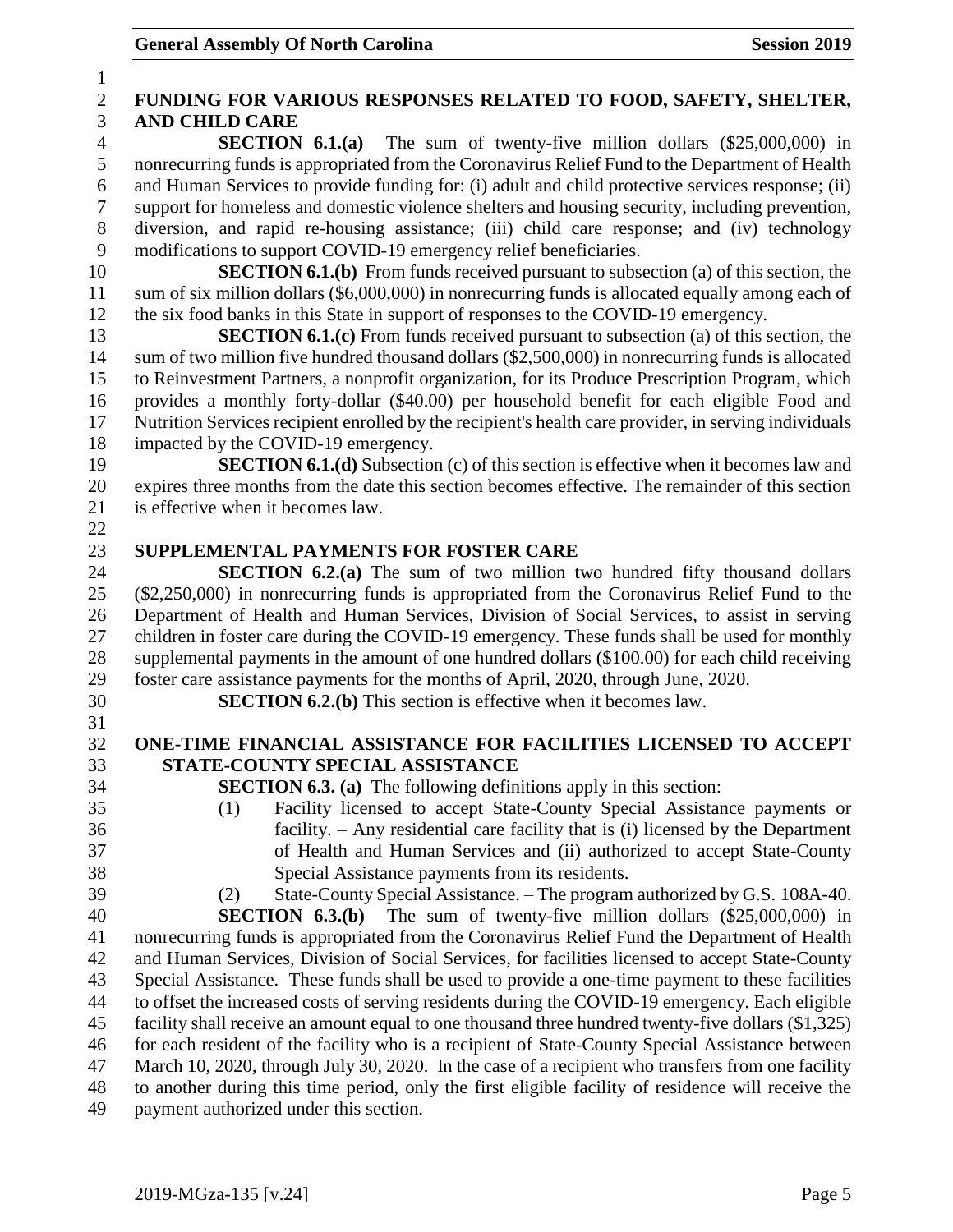**FUNDING FOR VARIOUS RESPONSES RELATED TO FOOD, SAFETY, SHELTER, AND CHILD CARE**

**SECTION 6.1.(a)** The sum of twenty-five million dollars ($25,000,000) in nonrecurring funds is appropriated from the Coronavirus Relief Fund to the Department of Health and Human Services to provide funding for: (i) adult and child protective services response; (ii) support for homeless and domestic violence shelters and housing security, including prevention, diversion, and rapid re-housing assistance; (iii) child care response; and (iv) technology modifications to support COVID-19 emergency relief beneficiaries.

**SECTION 6.1.(b)** From funds received pursuant to subsection (a) of this section, the sum of six million dollars ($6,000,000) in nonrecurring funds is allocated equally among each of the six food banks in this State in support of responses to the COVID-19 emergency.

**SECTION 6.1.(c)** From funds received pursuant to subsection (a) of this section, the sum of two million five hundred thousand dollars ($2,500,000) in nonrecurring funds is allocated to Reinvestment Partners, a nonprofit organization, for its Produce Prescription Program, which provides a monthly forty-dollar ($40.00) per household benefit for each eligible Food and Nutrition Services recipient enrolled by the recipient's health care provider, in serving individuals impacted by the COVID-19 emergency.

**SECTION 6.1.(d)** Subsection (c) of this section is effective when it becomes law and expires three months from the date this section becomes effective. The remainder of this section is effective when it becomes law.

**SUPPLEMENTAL PAYMENTS FOR FOSTER CARE**

**SECTION 6.2.(a)** The sum of two million two hundred fifty thousand dollars ($2,250,000) in nonrecurring funds is appropriated from the Coronavirus Relief Fund to the Department of Health and Human Services, Division of Social Services, to assist in serving children in foster care during the COVID-19 emergency. These funds shall be used for monthly supplemental payments in the amount of one hundred dollars ($100.00) for each child receiving foster care assistance payments for the months of April, 2020, through June, 2020.

**SECTION 6.2.(b)** This section is effective when it becomes law.

**ONE-TIME FINANCIAL ASSISTANCE FOR FACILITIES LICENSED TO ACCEPT STATE-COUNTY SPECIAL ASSISTANCE**

**SECTION 6.3. (a)** The following definitions apply in this section:

(1) Facility licensed to accept State-County Special Assistance payments or facility. – Any residential care facility that is (i) licensed by the Department of Health and Human Services and (ii) authorized to accept State-County Special Assistance payments from its residents.

(2) State-County Special Assistance. – The program authorized by G.S. 108A-40.

**SECTION 6.3.(b)** The sum of twenty-five million dollars ($25,000,000) in nonrecurring funds is appropriated from the Coronavirus Relief Fund the Department of Health and Human Services, Division of Social Services, for facilities licensed to accept State-County Special Assistance. These funds shall be used to provide a one-time payment to these facilities to offset the increased costs of serving residents during the COVID-19 emergency. Each eligible facility shall receive an amount equal to one thousand three hundred twenty-five dollars ($1,325) for each resident of the facility who is a recipient of State-County Special Assistance between March 10, 2020, through July 30, 2020. In the case of a recipient who transfers from one facility to another during this time period, only the first eligible facility of residence will receive the payment authorized under this section.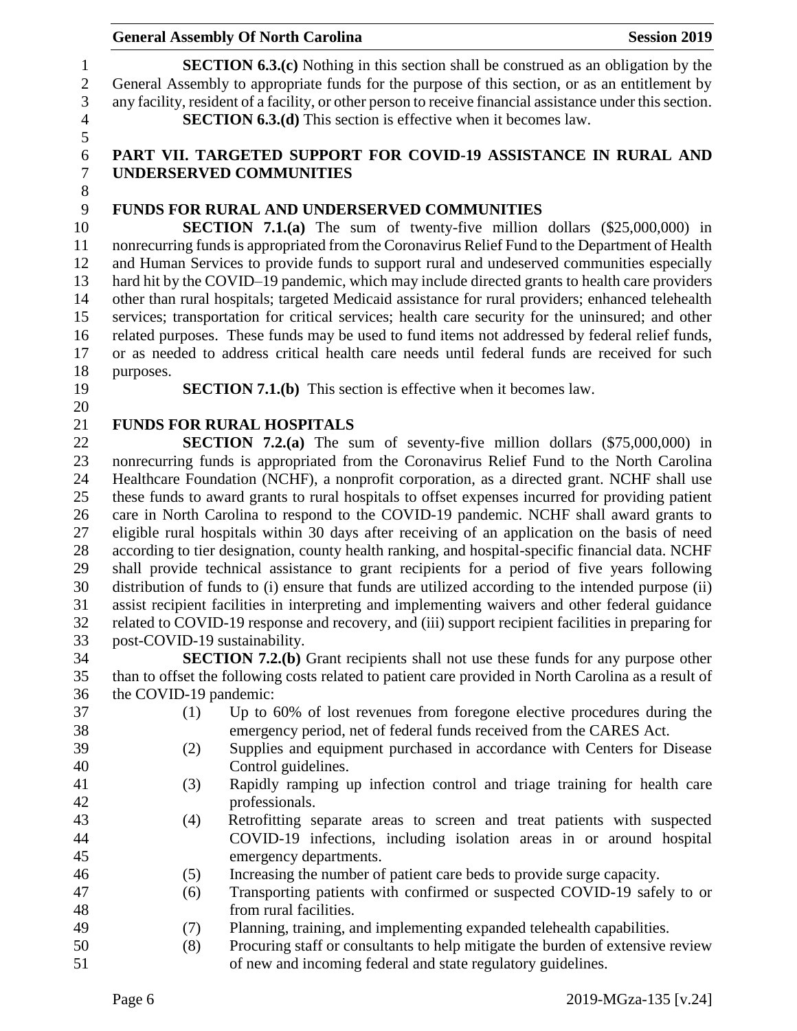**SECTION 6.3.(c)** Nothing in this section shall be construed as an obligation by the General Assembly to appropriate funds for the purpose of this section, or as an entitlement by any facility, resident of a facility, or other person to receive financial assistance under this section.

**SECTION 6.3.(d)** This section is effective when it becomes law.

## PART VII. TARGETED SUPPORT FOR COVID-19 ASSISTANCE IN RURAL AND UNDERSERVED COMMUNITIES

### FUNDS FOR RURAL AND UNDERSERVED COMMUNITIES

**SECTION 7.1.(a)** The sum of twenty-five million dollars ($25,000,000) in nonrecurring funds is appropriated from the Coronavirus Relief Fund to the Department of Health and Human Services to provide funds to support rural and undeserved communities especially hard hit by the COVID–19 pandemic, which may include directed grants to health care providers other than rural hospitals; targeted Medicaid assistance for rural providers; enhanced telehealth services; transportation for critical services; health care security for the uninsured; and other related purposes. These funds may be used to fund items not addressed by federal relief funds, or as needed to address critical health care needs until federal funds are received for such purposes.

**SECTION 7.1.(b)** This section is effective when it becomes law.

### FUNDS FOR RURAL HOSPITALS

**SECTION 7.2.(a)** The sum of seventy-five million dollars ($75,000,000) in nonrecurring funds is appropriated from the Coronavirus Relief Fund to the North Carolina Healthcare Foundation (NCHF), a nonprofit corporation, as a directed grant. NCHF shall use these funds to award grants to rural hospitals to offset expenses incurred for providing patient care in North Carolina to respond to the COVID-19 pandemic. NCHF shall award grants to eligible rural hospitals within 30 days after receiving of an application on the basis of need according to tier designation, county health ranking, and hospital-specific financial data. NCHF shall provide technical assistance to grant recipients for a period of five years following distribution of funds to (i) ensure that funds are utilized according to the intended purpose (ii) assist recipient facilities in interpreting and implementing waivers and other federal guidance related to COVID-19 response and recovery, and (iii) support recipient facilities in preparing for post-COVID-19 sustainability.

**SECTION 7.2.(b)** Grant recipients shall not use these funds for any purpose other than to offset the following costs related to patient care provided in North Carolina as a result of the COVID-19 pandemic:

(1) Up to 60% of lost revenues from foregone elective procedures during the emergency period, net of federal funds received from the CARES Act.

(2) Supplies and equipment purchased in accordance with Centers for Disease Control guidelines.

(3) Rapidly ramping up infection control and triage training for health care professionals.

(4) Retrofitting separate areas to screen and treat patients with suspected COVID-19 infections, including isolation areas in or around hospital emergency departments.

(5) Increasing the number of patient care beds to provide surge capacity.

(6) Transporting patients with confirmed or suspected COVID-19 safely to or from rural facilities.

(7) Planning, training, and implementing expanded telehealth capabilities.

(8) Procuring staff or consultants to help mitigate the burden of extensive review of new and incoming federal and state regulatory guidelines.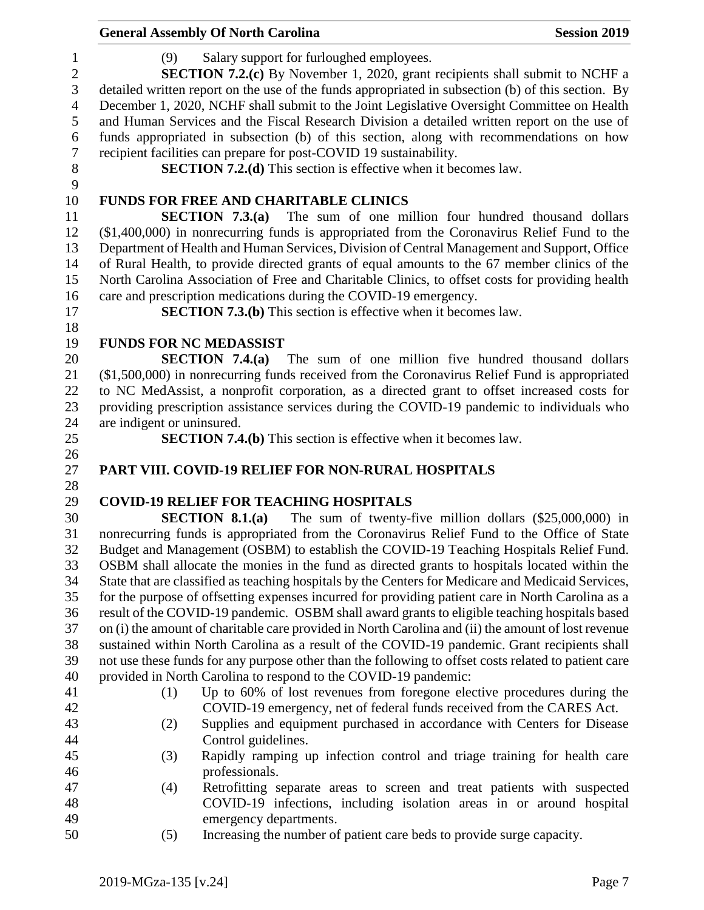(9) Salary support for furloughed employees.

**SECTION 7.2.(c)** By November 1, 2020, grant recipients shall submit to NCHF a detailed written report on the use of the funds appropriated in subsection (b) of this section. By December 1, 2020, NCHF shall submit to the Joint Legislative Oversight Committee on Health and Human Services and the Fiscal Research Division a detailed written report on the use of funds appropriated in subsection (b) of this section, along with recommendations on how recipient facilities can prepare for post-COVID 19 sustainability.

**SECTION 7.2.(d)** This section is effective when it becomes law.

### FUNDS FOR FREE AND CHARITABLE CLINICS

**SECTION 7.3.(a)** The sum of one million four hundred thousand dollars ($1,400,000) in nonrecurring funds is appropriated from the Coronavirus Relief Fund to the Department of Health and Human Services, Division of Central Management and Support, Office of Rural Health, to provide directed grants of equal amounts to the 67 member clinics of the North Carolina Association of Free and Charitable Clinics, to offset costs for providing health care and prescription medications during the COVID-19 emergency.

**SECTION 7.3.(b)** This section is effective when it becomes law.

### FUNDS FOR NC MEDASSIST

**SECTION 7.4.(a)** The sum of one million five hundred thousand dollars ($1,500,000) in nonrecurring funds received from the Coronavirus Relief Fund is appropriated to NC MedAssist, a nonprofit corporation, as a directed grant to offset increased costs for providing prescription assistance services during the COVID-19 pandemic to individuals who are indigent or uninsured.

**SECTION 7.4.(b)** This section is effective when it becomes law.

## PART VIII. COVID-19 RELIEF FOR NON-RURAL HOSPITALS

### COVID-19 RELIEF FOR TEACHING HOSPITALS

**SECTION 8.1.(a)** The sum of twenty-five million dollars ($25,000,000) in nonrecurring funds is appropriated from the Coronavirus Relief Fund to the Office of State Budget and Management (OSBM) to establish the COVID-19 Teaching Hospitals Relief Fund. OSBM shall allocate the monies in the fund as directed grants to hospitals located within the State that are classified as teaching hospitals by the Centers for Medicare and Medicaid Services, for the purpose of offsetting expenses incurred for providing patient care in North Carolina as a result of the COVID-19 pandemic. OSBM shall award grants to eligible teaching hospitals based on (i) the amount of charitable care provided in North Carolina and (ii) the amount of lost revenue sustained within North Carolina as a result of the COVID-19 pandemic. Grant recipients shall not use these funds for any purpose other than the following to offset costs related to patient care provided in North Carolina to respond to the COVID-19 pandemic:

(1) Up to 60% of lost revenues from foregone elective procedures during the COVID-19 emergency, net of federal funds received from the CARES Act.

(2) Supplies and equipment purchased in accordance with Centers for Disease Control guidelines.

(3) Rapidly ramping up infection control and triage training for health care professionals.

(4) Retrofitting separate areas to screen and treat patients with suspected COVID-19 infections, including isolation areas in or around hospital emergency departments.

(5) Increasing the number of patient care beds to provide surge capacity.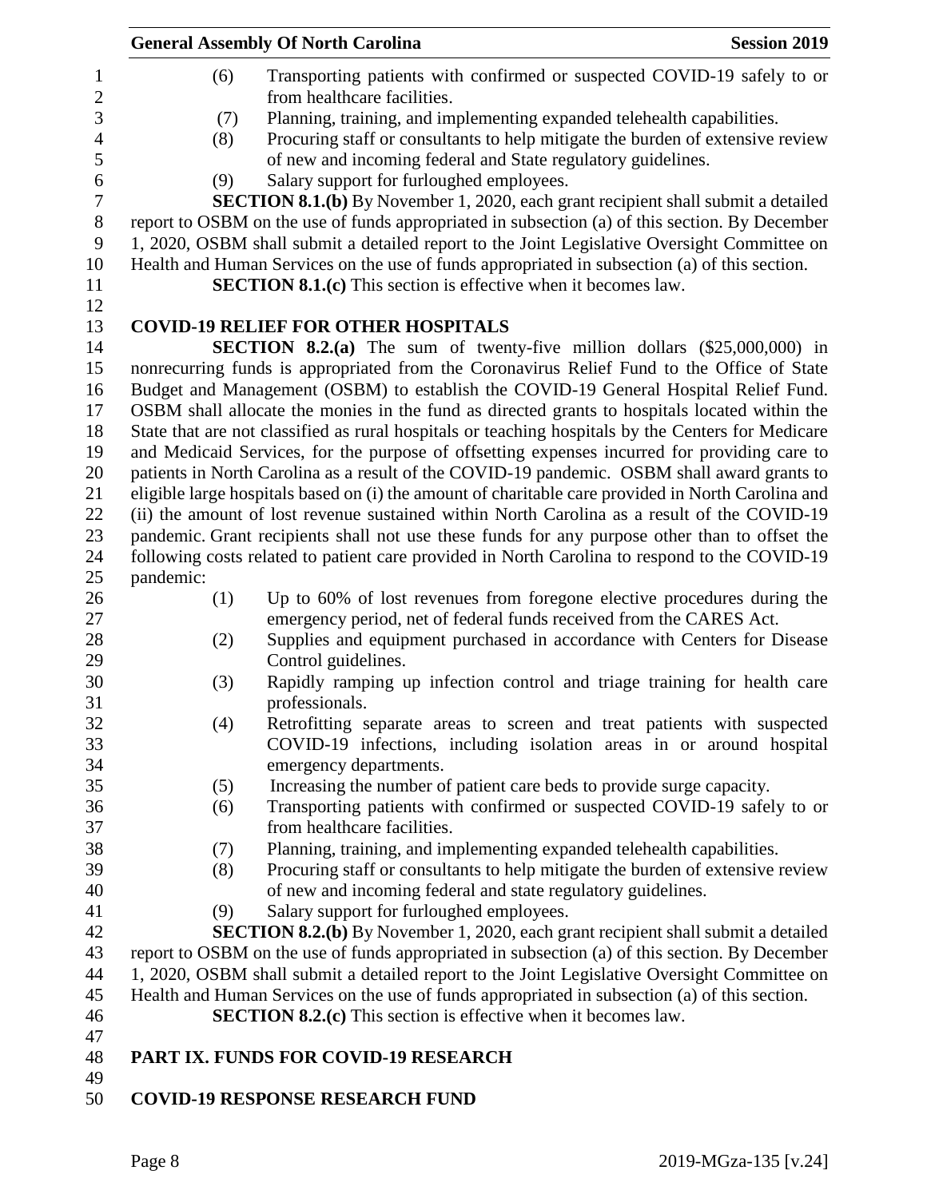(6) Transporting patients with confirmed or suspected COVID-19 safely to or from healthcare facilities.

(7) Planning, training, and implementing expanded telehealth capabilities.

(8) Procuring staff or consultants to help mitigate the burden of extensive review of new and incoming federal and State regulatory guidelines.

(9) Salary support for furloughed employees.

**SECTION 8.1.(b)** By November 1, 2020, each grant recipient shall submit a detailed report to OSBM on the use of funds appropriated in subsection (a) of this section. By December 1, 2020, OSBM shall submit a detailed report to the Joint Legislative Oversight Committee on Health and Human Services on the use of funds appropriated in subsection (a) of this section.

**SECTION 8.1.(c)** This section is effective when it becomes law.

## COVID-19 RELIEF FOR OTHER HOSPITALS

**SECTION 8.2.(a)** The sum of twenty-five million dollars ($25,000,000) in nonrecurring funds is appropriated from the Coronavirus Relief Fund to the Office of State Budget and Management (OSBM) to establish the COVID-19 General Hospital Relief Fund. OSBM shall allocate the monies in the fund as directed grants to hospitals located within the State that are not classified as rural hospitals or teaching hospitals by the Centers for Medicare and Medicaid Services, for the purpose of offsetting expenses incurred for providing care to patients in North Carolina as a result of the COVID-19 pandemic. OSBM shall award grants to eligible large hospitals based on (i) the amount of charitable care provided in North Carolina and (ii) the amount of lost revenue sustained within North Carolina as a result of the COVID-19 pandemic. Grant recipients shall not use these funds for any purpose other than to offset the following costs related to patient care provided in North Carolina to respond to the COVID-19 pandemic:

(1) Up to 60% of lost revenues from foregone elective procedures during the emergency period, net of federal funds received from the CARES Act.

(2) Supplies and equipment purchased in accordance with Centers for Disease Control guidelines.

(3) Rapidly ramping up infection control and triage training for health care professionals.

(4) Retrofitting separate areas to screen and treat patients with suspected COVID-19 infections, including isolation areas in or around hospital emergency departments.

(5) Increasing the number of patient care beds to provide surge capacity.

(6) Transporting patients with confirmed or suspected COVID-19 safely to or from healthcare facilities.

(7) Planning, training, and implementing expanded telehealth capabilities.

(8) Procuring staff or consultants to help mitigate the burden of extensive review of new and incoming federal and state regulatory guidelines.

(9) Salary support for furloughed employees.

**SECTION 8.2.(b)** By November 1, 2020, each grant recipient shall submit a detailed report to OSBM on the use of funds appropriated in subsection (a) of this section. By December 1, 2020, OSBM shall submit a detailed report to the Joint Legislative Oversight Committee on Health and Human Services on the use of funds appropriated in subsection (a) of this section.

**SECTION 8.2.(c)** This section is effective when it becomes law.

# PART IX. FUNDS FOR COVID-19 RESEARCH

## COVID-19 RESPONSE RESEARCH FUND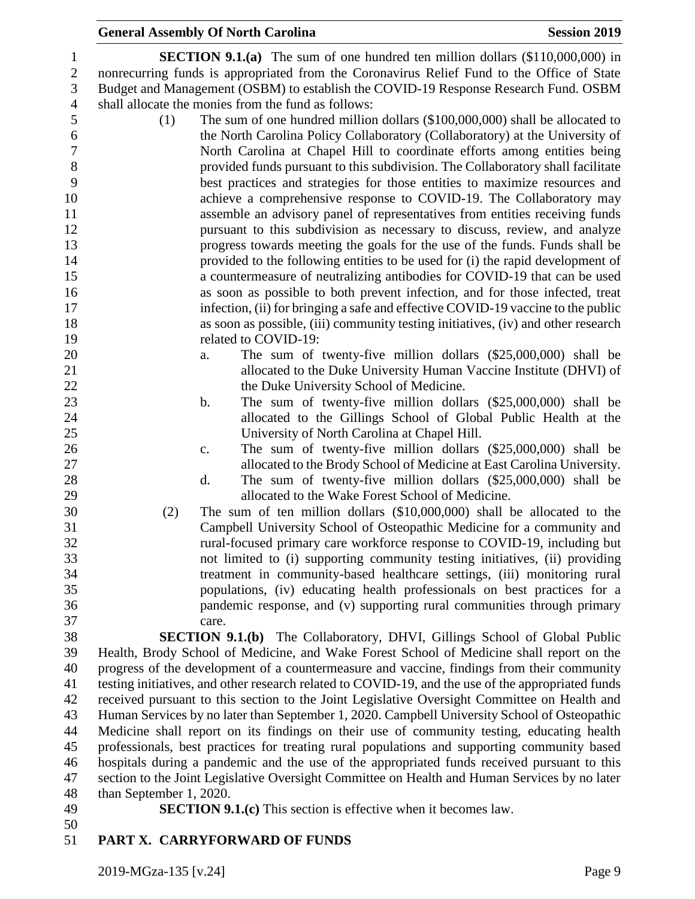**SECTION 9.1.(a)** The sum of one hundred ten million dollars ($110,000,000) in nonrecurring funds is appropriated from the Coronavirus Relief Fund to the Office of State Budget and Management (OSBM) to establish the COVID-19 Response Research Fund. OSBM shall allocate the monies from the fund as follows:

(1) The sum of one hundred million dollars ($100,000,000) shall be allocated to the North Carolina Policy Collaboratory (Collaboratory) at the University of North Carolina at Chapel Hill to coordinate efforts among entities being provided funds pursuant to this subdivision. The Collaboratory shall facilitate best practices and strategies for those entities to maximize resources and achieve a comprehensive response to COVID-19. The Collaboratory may assemble an advisory panel of representatives from entities receiving funds pursuant to this subdivision as necessary to discuss, review, and analyze progress towards meeting the goals for the use of the funds. Funds shall be provided to the following entities to be used for (i) the rapid development of a countermeasure of neutralizing antibodies for COVID-19 that can be used as soon as possible to both prevent infection, and for those infected, treat infection, (ii) for bringing a safe and effective COVID-19 vaccine to the public as soon as possible, (iii) community testing initiatives, (iv) and other research related to COVID-19:

   a. The sum of twenty-five million dollars ($25,000,000) shall be allocated to the Duke University Human Vaccine Institute (DHVI) of the Duke University School of Medicine.

   b. The sum of twenty-five million dollars ($25,000,000) shall be allocated to the Gillings School of Global Public Health at the University of North Carolina at Chapel Hill.

   c. The sum of twenty-five million dollars ($25,000,000) shall be allocated to the Brody School of Medicine at East Carolina University.

   d. The sum of twenty-five million dollars ($25,000,000) shall be allocated to the Wake Forest School of Medicine.

(2) The sum of ten million dollars ($10,000,000) shall be allocated to the Campbell University School of Osteopathic Medicine for a community and rural-focused primary care workforce response to COVID-19, including but not limited to (i) supporting community testing initiatives, (ii) providing treatment in community-based healthcare settings, (iii) monitoring rural populations, (iv) educating health professionals on best practices for a pandemic response, and (v) supporting rural communities through primary care.

**SECTION 9.1.(b)** The Collaboratory, DHVI, Gillings School of Global Public Health, Brody School of Medicine, and Wake Forest School of Medicine shall report on the progress of the development of a countermeasure and vaccine, findings from their community testing initiatives, and other research related to COVID-19, and the use of the appropriated funds received pursuant to this section to the Joint Legislative Oversight Committee on Health and Human Services by no later than September 1, 2020. Campbell University School of Osteopathic Medicine shall report on its findings on their use of community testing, educating health professionals, best practices for treating rural populations and supporting community based hospitals during a pandemic and the use of the appropriated funds received pursuant to this section to the Joint Legislative Oversight Committee on Health and Human Services by no later than September 1, 2020.

**SECTION 9.1.(c)** This section is effective when it becomes law.

## PART X. CARRYFORWARD OF FUNDS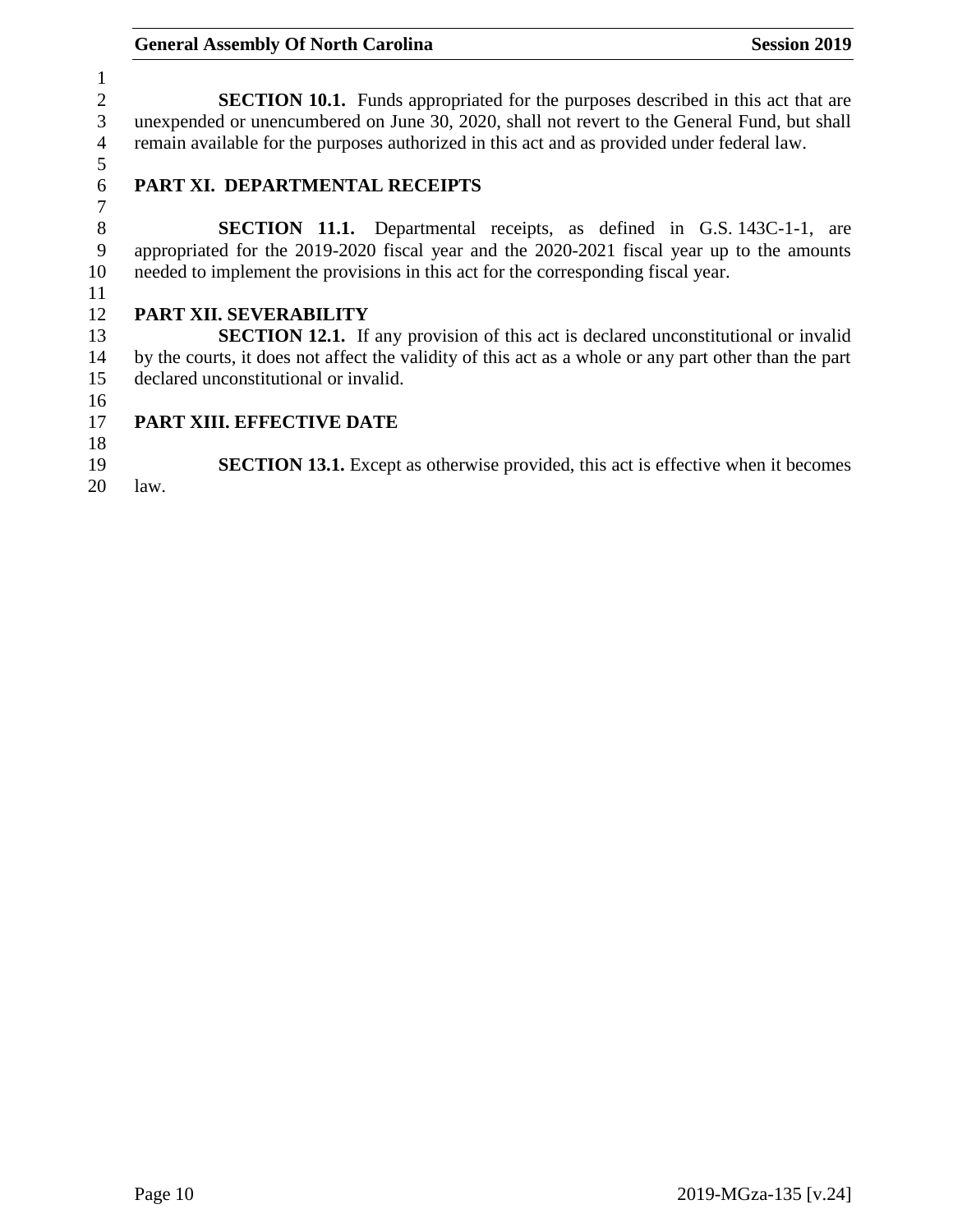**SECTION 10.1.** Funds appropriated for the purposes described in this act that are unexpended or unencumbered on June 30, 2020, shall not revert to the General Fund, but shall remain available for the purposes authorized in this act and as provided under federal law.

## PART XI. DEPARTMENTAL RECEIPTS

**SECTION 11.1.** Departmental receipts, as defined in G.S. 143C-1-1, are appropriated for the 2019-2020 fiscal year and the 2020-2021 fiscal year up to the amounts needed to implement the provisions in this act for the corresponding fiscal year.

## PART XII. SEVERABILITY

**SECTION 12.1.** If any provision of this act is declared unconstitutional or invalid by the courts, it does not affect the validity of this act as a whole or any part other than the part declared unconstitutional or invalid.

## PART XIII. EFFECTIVE DATE

**SECTION 13.1.** Except as otherwise provided, this act is effective when it becomes law.